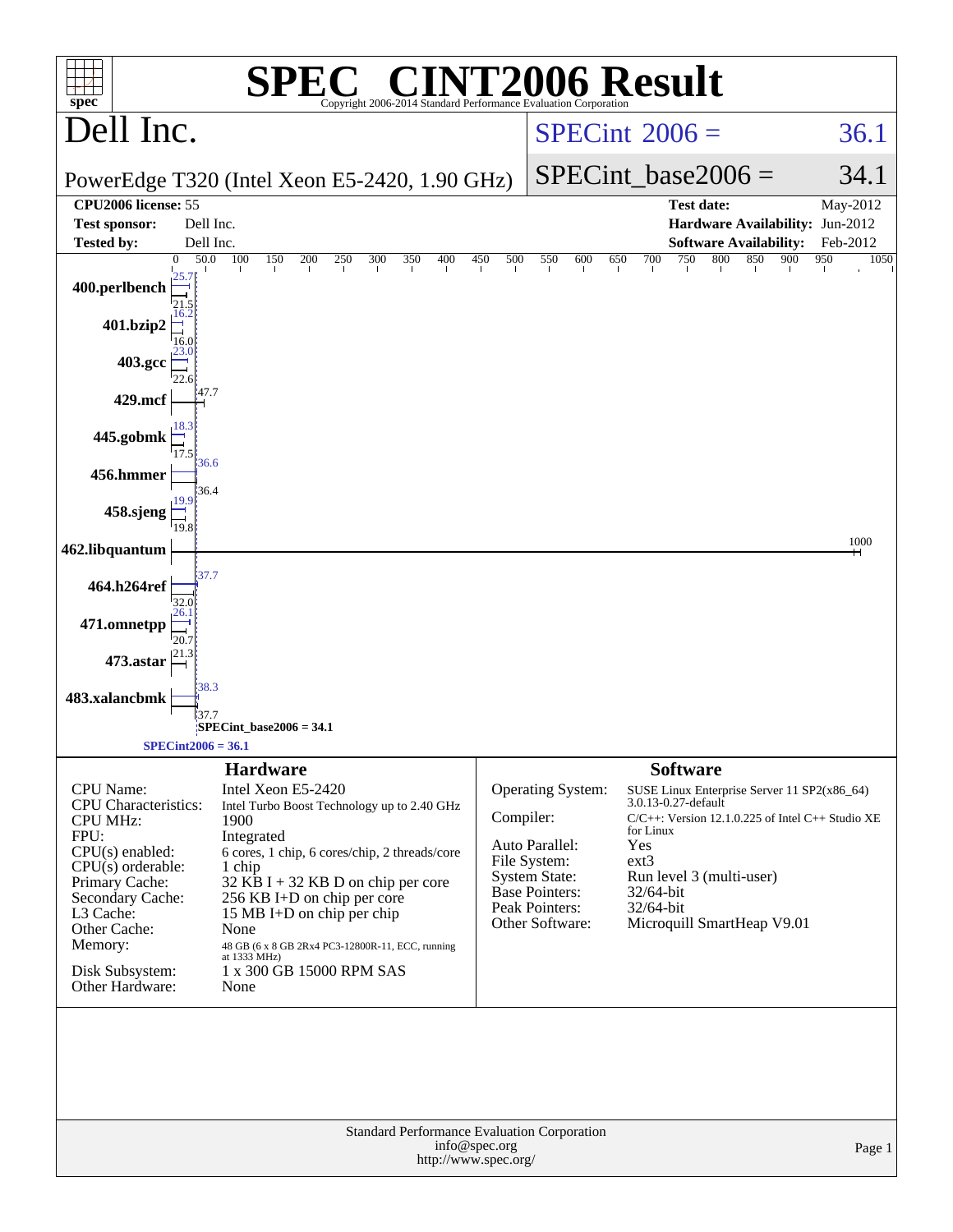# SPEC® CINT2006 Result

Copyright 2006-2014 Standard Performance Evaluation Corporation

## Dell Inc.

PowerEdge T320 (Intel Xeon E5-2420, 1.90 GHz)

SPECint 2006 = 36.1

SPECint_base2006 = 34.1

| | | | |
|---|---|---|---|
| **CPU2006 license:** 55 | | **Test date:** | May-2012 |
| **Test sponsor:** | Dell Inc. | **Hardware Availability:** | Jun-2012 |
| **Tested by:** | Dell Inc. | **Software Availability:** | Feb-2012 |

| Benchmark | Base | Peak |
|---|---|---|
| 400.perlbench | 21.5 | 25.7 |
| 401.bzip2 | 16.0 | 16.2 |
| 403.gcc | 22.6 | 23.0 |
| 429.mcf | 47.7 | |
| 445.gobmk | 17.5 | 18.3 |
| 456.hmmer | 36.4 | 36.6 |
| 458.sjeng | 19.8 | 19.9 |
| 462.libquantum | 1000 | |
| 464.h264ref | 32.0 | 37.7 |
| 471.omnetpp | 20.7 | 26.1 |
| 473.astar | 21.3 | |
| 483.xalancbmk | 37.7 | 38.3 |

SPECint_base2006 = 34.1

SPECint2006 = 36.1

### Hardware

| | |
|---|---|
| CPU Name: | Intel Xeon E5-2420 |
| CPU Characteristics: | Intel Turbo Boost Technology up to 2.40 GHz |
| CPU MHz: | 1900 |
| FPU: | Integrated |
| CPU(s) enabled: | 6 cores, 1 chip, 6 cores/chip, 2 threads/core |
| CPU(s) orderable: | 1 chip |
| Primary Cache: | 32 KB I + 32 KB D on chip per core |
| Secondary Cache: | 256 KB I+D on chip per core |
| L3 Cache: | 15 MB I+D on chip per chip |
| Other Cache: | None |
| Memory: | 48 GB (6 x 8 GB 2Rx4 PC3-12800R-11, ECC, running at 1333 MHz) |
| Disk Subsystem: | 1 x 300 GB 15000 RPM SAS |
| Other Hardware: | None |

### Software

| | |
|---|---|
| Operating System: | SUSE Linux Enterprise Server 11 SP2(x86_64) 3.0.13-0.27-default |
| Compiler: | C/C++: Version 12.1.0.225 of Intel C++ Studio XE for Linux |
| Auto Parallel: | Yes |
| File System: | ext3 |
| System State: | Run level 3 (multi-user) |
| Base Pointers: | 32/64-bit |
| Peak Pointers: | 32/64-bit |
| Other Software: | Microquill SmartHeap V9.01 |

Standard Performance Evaluation Corporation
info@spec.org
http://www.spec.org/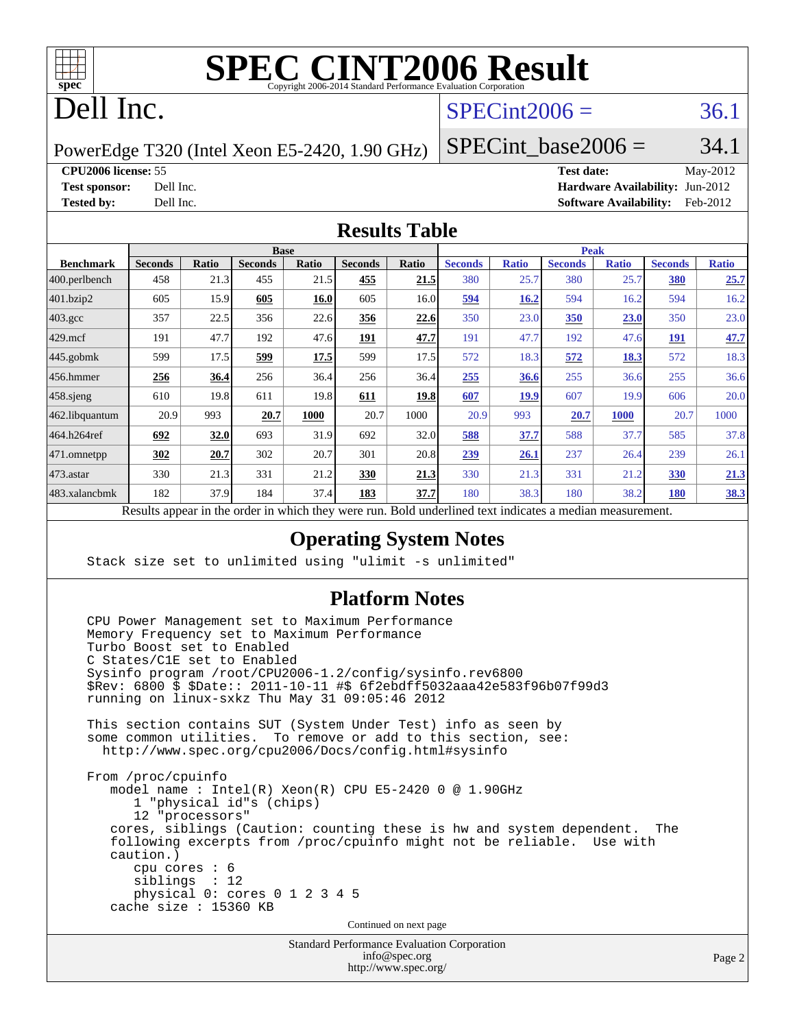# SPEC CINT2006 Result

Copyright 2006-2014 Standard Performance Evaluation Corporation

# Dell Inc.

PowerEdge T320 (Intel Xeon E5-2420, 1.90 GHz)

SPECint2006 = 36.1

SPECint_base2006 = 34.1

**CPU2006 license:** 55
**Test sponsor:** Dell Inc.
**Tested by:** Dell Inc.

**Test date:** May-2012
**Hardware Availability:** Jun-2012
**Software Availability:** Feb-2012

## Results Table

| Benchmark | Base | | | | | | Peak | | | | | |
|---|---|---|---|---|---|---|---|---|---|---|---|---|
| | Seconds | Ratio | Seconds | Ratio | Seconds | Ratio | Seconds | Ratio | Seconds | Ratio | Seconds | Ratio |
| 400.perlbench | 458 | 21.3 | 455 | 21.5 | **455** | **21.5** | 380 | 25.7 | 380 | 25.7 | **380** | **25.7** |
| 401.bzip2 | 605 | 15.9 | **605** | **16.0** | 605 | 16.0 | **594** | **16.2** | 594 | 16.2 | 594 | 16.2 |
| 403.gcc | 357 | 22.5 | 356 | 22.6 | **356** | **22.6** | 350 | 23.0 | **350** | **23.0** | 350 | 23.0 |
| 429.mcf | 191 | 47.7 | 192 | 47.6 | **191** | **47.7** | 191 | 47.7 | 192 | 47.6 | **191** | **47.7** |
| 445.gobmk | 599 | 17.5 | **599** | **17.5** | 599 | 17.5 | 572 | 18.3 | **572** | **18.3** | 572 | 18.3 |
| 456.hmmer | **256** | **36.4** | 256 | 36.4 | 256 | 36.4 | **255** | **36.6** | 255 | 36.6 | 255 | 36.6 |
| 458.sjeng | 610 | 19.8 | 611 | 19.8 | **611** | **19.8** | **607** | **19.9** | 607 | 19.9 | 606 | 20.0 |
| 462.libquantum | 20.9 | 993 | **20.7** | **1000** | 20.7 | 1000 | 20.9 | 993 | **20.7** | **1000** | 20.7 | 1000 |
| 464.h264ref | **692** | **32.0** | 693 | 31.9 | 692 | 32.0 | **588** | **37.7** | 588 | 37.7 | 585 | 37.8 |
| 471.omnetpp | **302** | **20.7** | 302 | 20.7 | 301 | 20.8 | **239** | **26.1** | 237 | 26.4 | 239 | 26.1 |
| 473.astar | 330 | 21.3 | 331 | 21.2 | **330** | **21.3** | 330 | 21.3 | 331 | 21.2 | **330** | **21.3** |
| 483.xalancbmk | 182 | 37.9 | 184 | 37.4 | **183** | **37.7** | 180 | 38.3 | 180 | 38.2 | **180** | **38.3** |

Results appear in the order in which they were run. Bold underlined text indicates a median measurement.

## Operating System Notes

```
Stack size set to unlimited using "ulimit -s unlimited"
```

## Platform Notes

```
CPU Power Management set to Maximum Performance
Memory Frequency set to Maximum Performance
Turbo Boost set to Enabled
C States/C1E set to Enabled
Sysinfo program /root/CPU2006-1.2/config/sysinfo.rev6800
$Rev: 6800 $ $Date:: 2011-10-11 #$ 6f2ebdff5032aaa42e583f96b07f99d3
running on linux-sxkz Thu May 31 09:05:46 2012

This section contains SUT (System Under Test) info as seen by
some common utilities.  To remove or add to this section, see:
  http://www.spec.org/cpu2006/Docs/config.html#sysinfo

From /proc/cpuinfo
   model name : Intel(R) Xeon(R) CPU E5-2420 0 @ 1.90GHz
      1 "physical id"s (chips)
      12 "processors"
   cores, siblings (Caution: counting these is hw and system dependent.  The
   following excerpts from /proc/cpuinfo might not be reliable.  Use with
   caution.)
      cpu cores : 6
      siblings  : 12
      physical 0: cores 0 1 2 3 4 5
   cache size : 15360 KB
```

Continued on next page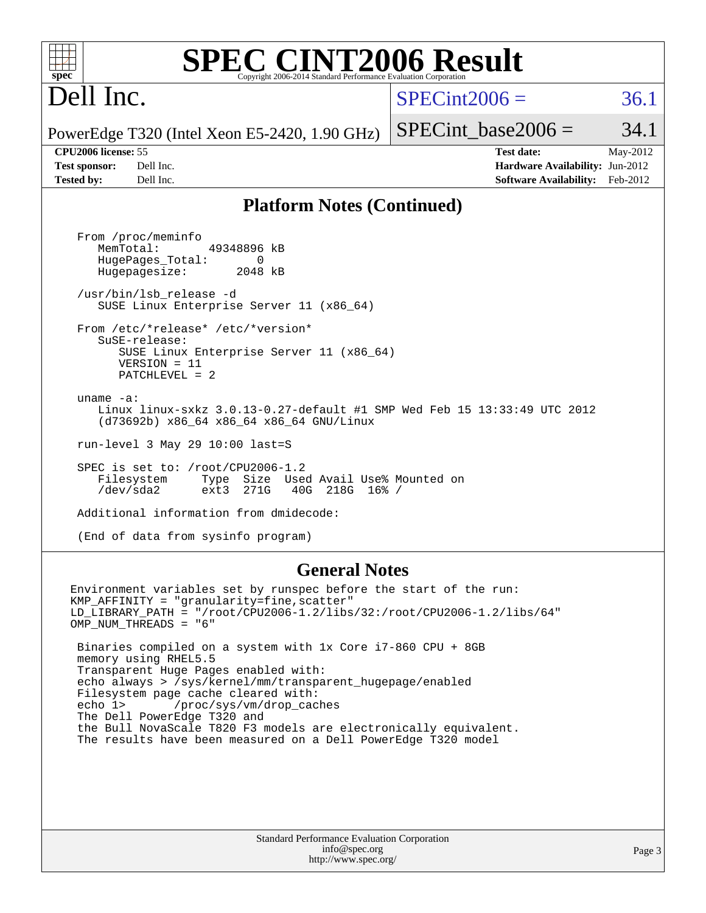# SPEC CINT2006 Result

Copyright 2006-2014 Standard Performance Evaluation Corporation

# Dell Inc.

PowerEdge T320 (Intel Xeon E5-2420, 1.90 GHz)

SPECint2006 = 36.1

SPECint_base2006 = 34.1

| | | | |
|---|---|---|---|
| **CPU2006 license:** 55 | | **Test date:** | May-2012 |
| **Test sponsor:** | Dell Inc. | **Hardware Availability:** | Jun-2012 |
| **Tested by:** | Dell Inc. | **Software Availability:** | Feb-2012 |

## Platform Notes (Continued)

```
From /proc/meminfo
   MemTotal:       49348896 kB
   HugePages_Total:       0
   Hugepagesize:       2048 kB

/usr/bin/lsb_release -d
   SUSE Linux Enterprise Server 11 (x86_64)

From /etc/*release* /etc/*version*
   SuSE-release:
      SUSE Linux Enterprise Server 11 (x86_64)
      VERSION = 11
      PATCHLEVEL = 2

uname -a:
   Linux linux-sxkz 3.0.13-0.27-default #1 SMP Wed Feb 15 13:33:49 UTC 2012
   (d73692b) x86_64 x86_64 x86_64 GNU/Linux

run-level 3 May 29 10:00 last=S

SPEC is set to: /root/CPU2006-1.2
   Filesystem     Type  Size  Used Avail Use% Mounted on
   /dev/sda2      ext3  271G   40G  218G  16% /

Additional information from dmidecode:

(End of data from sysinfo program)
```

## General Notes

```
Environment variables set by runspec before the start of the run:
KMP_AFFINITY = "granularity=fine,scatter"
LD_LIBRARY_PATH = "/root/CPU2006-1.2/libs/32:/root/CPU2006-1.2/libs/64"
OMP_NUM_THREADS = "6"

 Binaries compiled on a system with 1x Core i7-860 CPU + 8GB
 memory using RHEL5.5
 Transparent Huge Pages enabled with:
 echo always > /sys/kernel/mm/transparent_hugepage/enabled
 Filesystem page cache cleared with:
 echo 1>       /proc/sys/vm/drop_caches
 The Dell PowerEdge T320 and
 the Bull NovaScale T820 F3 models are electronically equivalent.
 The results have been measured on a Dell PowerEdge T320 model
```

Standard Performance Evaluation Corporation
info@spec.org
http://www.spec.org/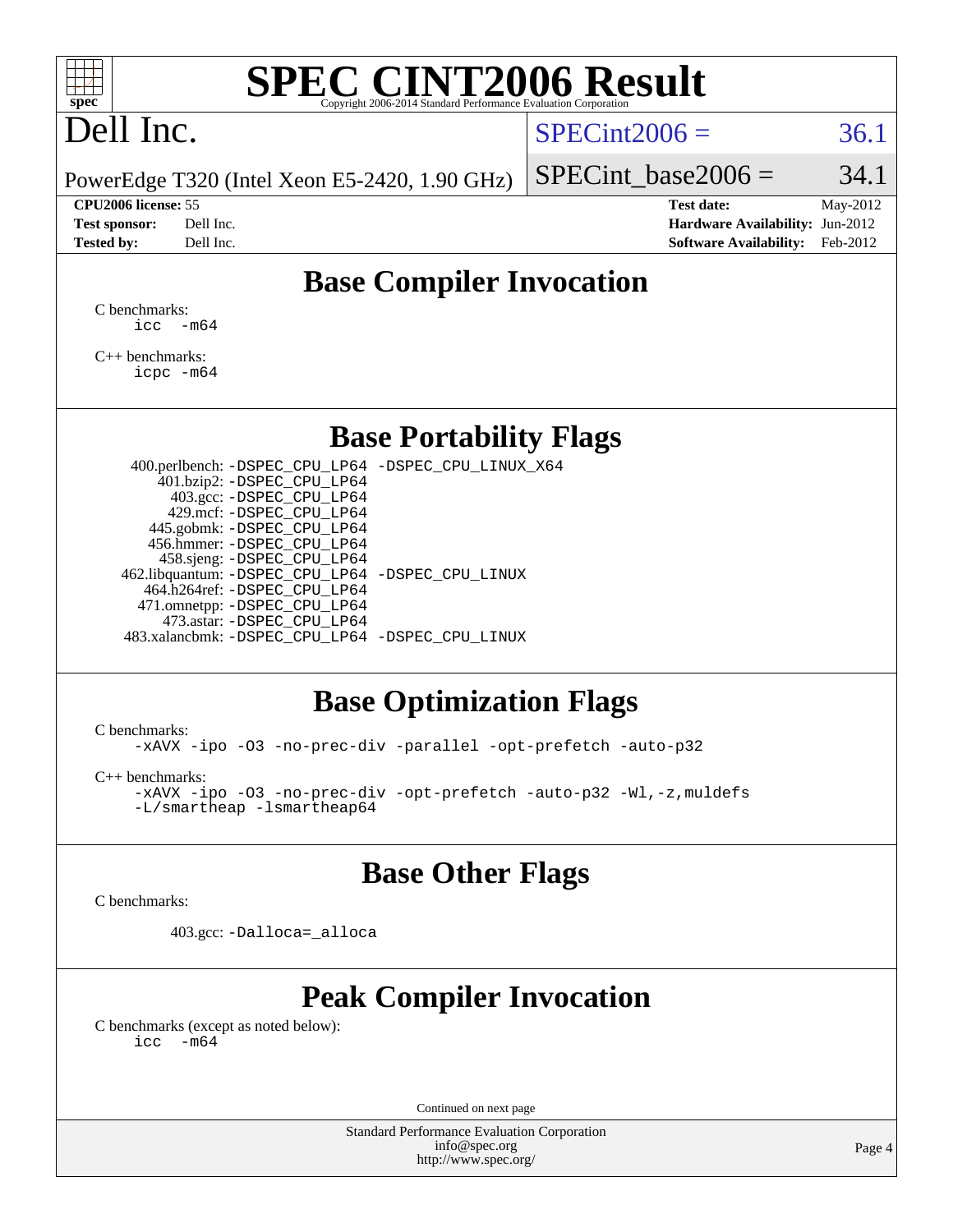# SPEC CINT2006 Result

Copyright 2006-2014 Standard Performance Evaluation Corporation

## Dell Inc.

PowerEdge T320 (Intel Xeon E5-2420, 1.90 GHz)

SPECint2006 = 36.1

SPECint_base2006 = 34.1

**CPU2006 license:** 55
**Test sponsor:** Dell Inc.
**Tested by:** Dell Inc.

**Test date:** May-2012
**Hardware Availability:** Jun-2012
**Software Availability:** Feb-2012

## Base Compiler Invocation

C benchmarks:
`icc -m64`

C++ benchmarks:
`icpc -m64`

## Base Portability Flags

400.perlbench: `-DSPEC_CPU_LP64 -DSPEC_CPU_LINUX_X64`
401.bzip2: `-DSPEC_CPU_LP64`
403.gcc: `-DSPEC_CPU_LP64`
429.mcf: `-DSPEC_CPU_LP64`
445.gobmk: `-DSPEC_CPU_LP64`
456.hmmer: `-DSPEC_CPU_LP64`
458.sjeng: `-DSPEC_CPU_LP64`
462.libquantum: `-DSPEC_CPU_LP64 -DSPEC_CPU_LINUX`
464.h264ref: `-DSPEC_CPU_LP64`
471.omnetpp: `-DSPEC_CPU_LP64`
473.astar: `-DSPEC_CPU_LP64`
483.xalancbmk: `-DSPEC_CPU_LP64 -DSPEC_CPU_LINUX`

## Base Optimization Flags

C benchmarks:
`-xAVX -ipo -O3 -no-prec-div -parallel -opt-prefetch -auto-p32`

C++ benchmarks:
`-xAVX -ipo -O3 -no-prec-div -opt-prefetch -auto-p32 -Wl,-z,muldefs -L/smartheap -lsmartheap64`

## Base Other Flags

C benchmarks:

403.gcc: `-Dalloca=_alloca`

## Peak Compiler Invocation

C benchmarks (except as noted below):
`icc -m64`

Continued on next page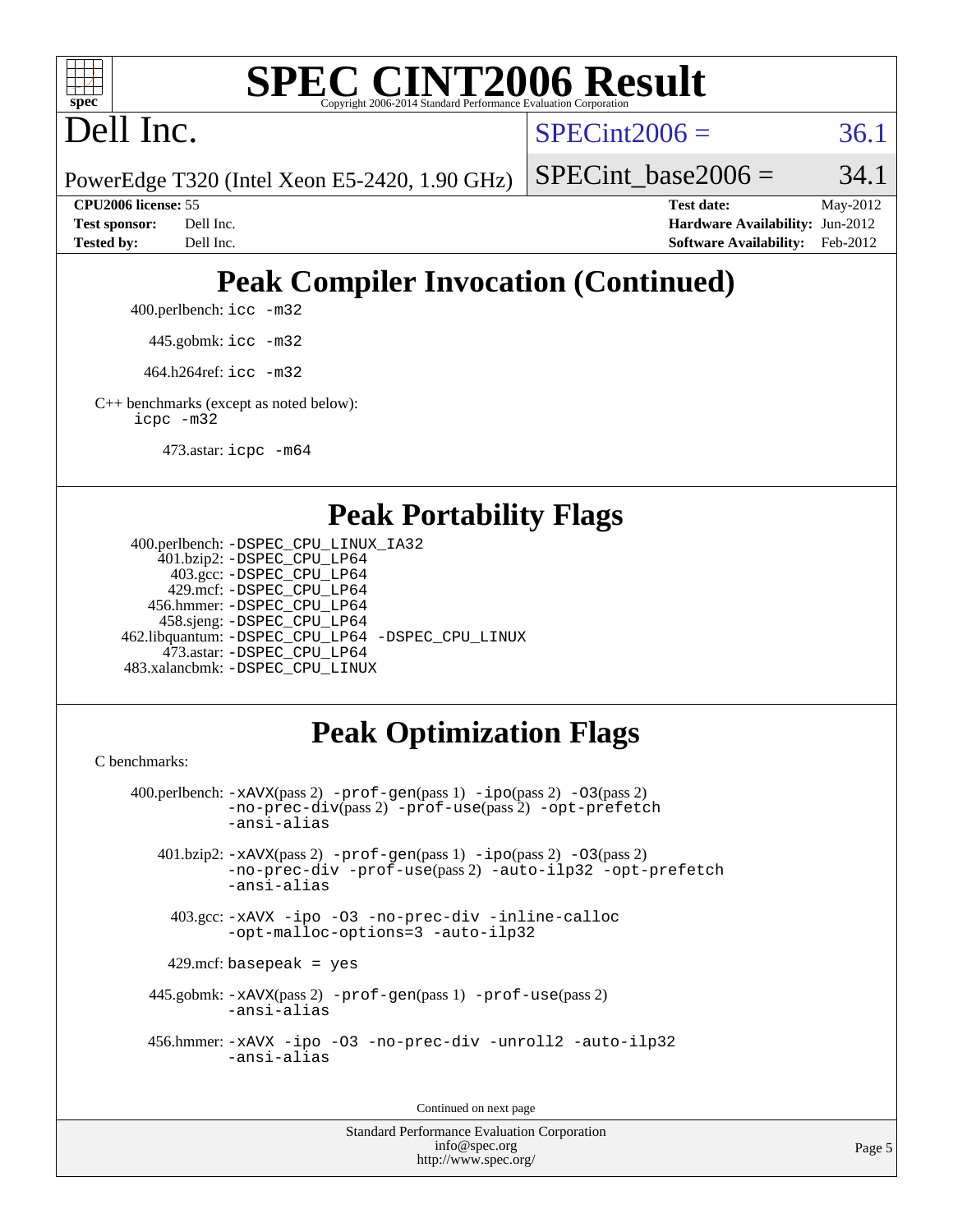# SPEC CINT2006 Result

Dell Inc.

PowerEdge T320 (Intel Xeon E5-2420, 1.90 GHz)

SPECint2006 = 36.1

SPECint_base2006 = 34.1

| | | | |
|---|---|---|---|
| **CPU2006 license:** 55 | | **Test date:** | May-2012 |
| **Test sponsor:** | Dell Inc. | **Hardware Availability:** | Jun-2012 |
| **Tested by:** | Dell Inc. | **Software Availability:** | Feb-2012 |

## Peak Compiler Invocation (Continued)

400.perlbench: `icc -m32`

445.gobmk: `icc -m32`

464.h264ref: `icc -m32`

C++ benchmarks (except as noted below):
`icpc -m32`

473.astar: `icpc -m64`

## Peak Portability Flags

400.perlbench: `-DSPEC_CPU_LINUX_IA32`
401.bzip2: `-DSPEC_CPU_LP64`
403.gcc: `-DSPEC_CPU_LP64`
429.mcf: `-DSPEC_CPU_LP64`
456.hmmer: `-DSPEC_CPU_LP64`
458.sjeng: `-DSPEC_CPU_LP64`
462.libquantum: `-DSPEC_CPU_LP64 -DSPEC_CPU_LINUX`
473.astar: `-DSPEC_CPU_LP64`
483.xalancbmk: `-DSPEC_CPU_LINUX`

## Peak Optimization Flags

C benchmarks:

400.perlbench: `-xAVX`(pass 2) `-prof-gen`(pass 1) `-ipo`(pass 2) `-O3`(pass 2) `-no-prec-div`(pass 2) `-prof-use`(pass 2) `-opt-prefetch -ansi-alias`

401.bzip2: `-xAVX`(pass 2) `-prof-gen`(pass 1) `-ipo`(pass 2) `-O3`(pass 2) `-no-prec-div -prof-use`(pass 2) `-auto-ilp32 -opt-prefetch -ansi-alias`

403.gcc: `-xAVX -ipo -O3 -no-prec-div -inline-calloc -opt-malloc-options=3 -auto-ilp32`

429.mcf: `basepeak = yes`

445.gobmk: `-xAVX`(pass 2) `-prof-gen`(pass 1) `-prof-use`(pass 2) `-ansi-alias`

456.hmmer: `-xAVX -ipo -O3 -no-prec-div -unroll2 -auto-ilp32 -ansi-alias`

Continued on next page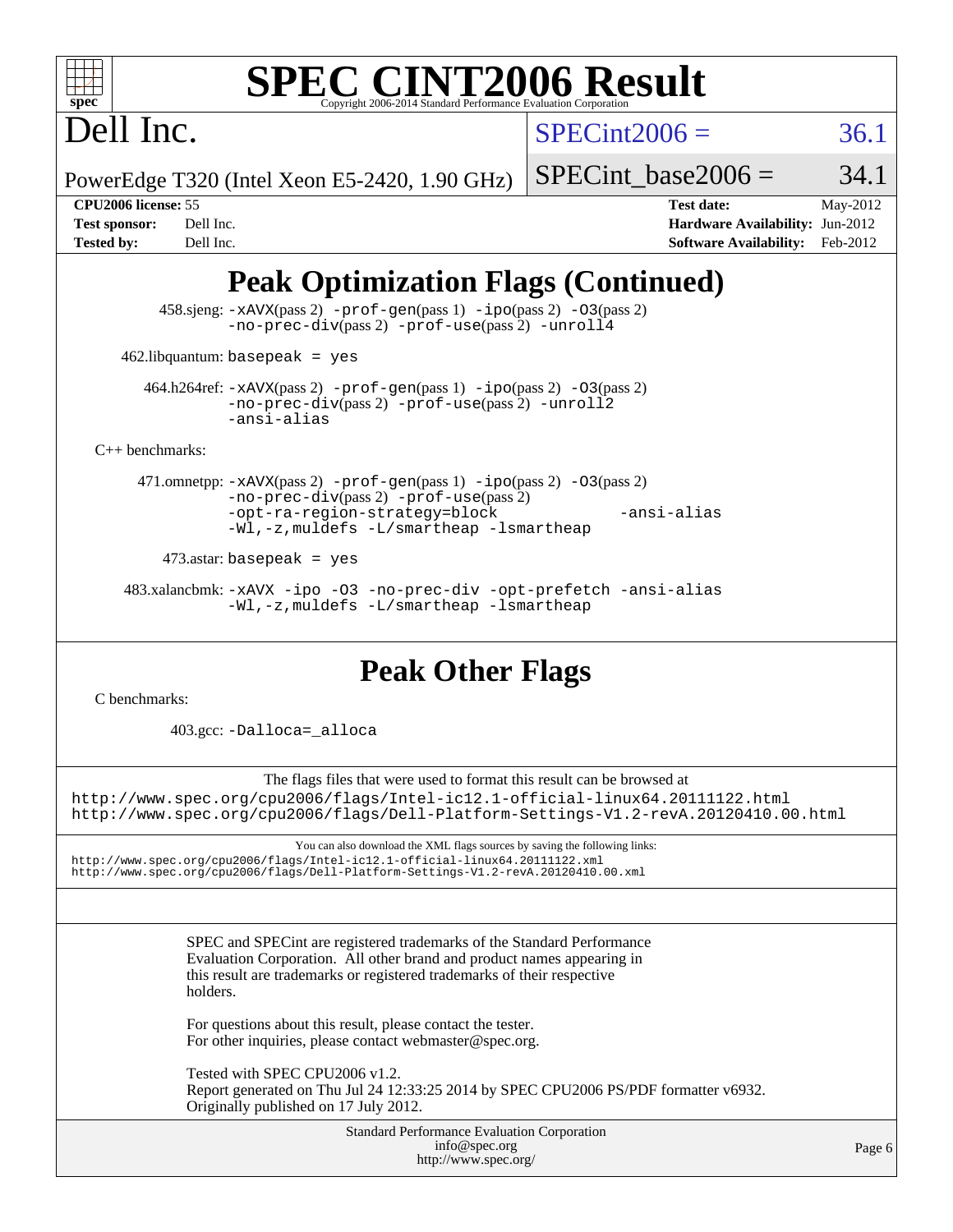# SPEC CINT2006 Result

Copyright 2006-2014 Standard Performance Evaluation Corporation

Dell Inc.

PowerEdge T320 (Intel Xeon E5-2420, 1.90 GHz)

SPECint2006 = 36.1

SPECint_base2006 = 34.1

**CPU2006 license:** 55
**Test sponsor:** Dell Inc.
**Tested by:** Dell Inc.

**Test date:** May-2012
**Hardware Availability:** Jun-2012
**Software Availability:** Feb-2012

## Peak Optimization Flags (Continued)

458.sjeng: -xAVX(pass 2) -prof-gen(pass 1) -ipo(pass 2) -O3(pass 2) -no-prec-div(pass 2) -prof-use(pass 2) -unroll4

462.libquantum: basepeak = yes

464.h264ref: -xAVX(pass 2) -prof-gen(pass 1) -ipo(pass 2) -O3(pass 2) -no-prec-div(pass 2) -prof-use(pass 2) -unroll2 -ansi-alias

C++ benchmarks:

471.omnetpp: -xAVX(pass 2) -prof-gen(pass 1) -ipo(pass 2) -O3(pass 2) -no-prec-div(pass 2) -prof-use(pass 2) -opt-ra-region-strategy=block -ansi-alias -Wl,-z,muldefs -L/smartheap -lsmartheap

473.astar: basepeak = yes

483.xalancbmk: -xAVX -ipo -O3 -no-prec-div -opt-prefetch -ansi-alias -Wl,-z,muldefs -L/smartheap -lsmartheap

## Peak Other Flags

C benchmarks:

403.gcc: -Dalloca=_alloca

The flags files that were used to format this result can be browsed at
http://www.spec.org/cpu2006/flags/Intel-ic12.1-official-linux64.20111122.html
http://www.spec.org/cpu2006/flags/Dell-Platform-Settings-V1.2-revA.20120410.00.html

You can also download the XML flags sources by saving the following links:
http://www.spec.org/cpu2006/flags/Intel-ic12.1-official-linux64.20111122.xml
http://www.spec.org/cpu2006/flags/Dell-Platform-Settings-V1.2-revA.20120410.00.xml

SPEC and SPECint are registered trademarks of the Standard Performance Evaluation Corporation. All other brand and product names appearing in this result are trademarks or registered trademarks of their respective holders.

For questions about this result, please contact the tester.
For other inquiries, please contact webmaster@spec.org.

Tested with SPEC CPU2006 v1.2.
Report generated on Thu Jul 24 12:33:25 2014 by SPEC CPU2006 PS/PDF formatter v6932.
Originally published on 17 July 2012.

Standard Performance Evaluation Corporation
info@spec.org
http://www.spec.org/